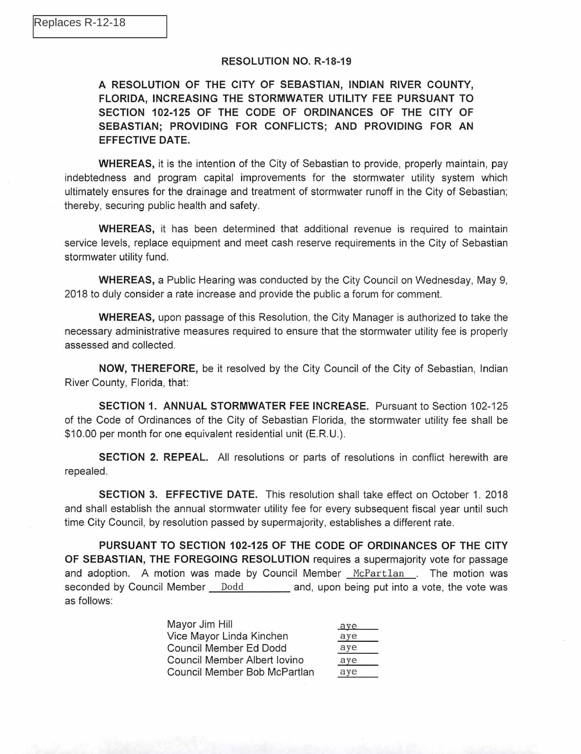Replaces R-12-18

# RESOLUTION NO. R-18-19

**A RESOLUTION OF THE CITY OF SEBASTIAN, INDIAN RIVER COUNTY, FLORIDA, INCREASING THE STORMWATER UTILITY FEE PURSUANT TO SECTION 102-125 OF THE CODE OF ORDINANCES OF THE CITY OF SEBASTIAN; PROVIDING FOR CONFLICTS; AND PROVIDING FOR AN EFFECTIVE DATE.**

**WHEREAS,** it is the intention of the City of Sebastian to provide, properly maintain, pay indebtedness and program capital improvements for the stormwater utility system which ultimately ensures for the drainage and treatment of stormwater runoff in the City of Sebastian; thereby, securing public health and safety.

**WHEREAS,** it has been determined that additional revenue is required to maintain service levels, replace equipment and meet cash reserve requirements in the City of Sebastian stormwater utility fund.

**WHEREAS,** a Public Hearing was conducted by the City Council on Wednesday, May 9, 2018 to duly consider a rate increase and provide the public a forum for comment.

**WHEREAS,** upon passage of this Resolution, the City Manager is authorized to take the necessary administrative measures required to ensure that the stormwater utility fee is properly assessed and collected.

**NOW, THEREFORE,** be it resolved by the City Council of the City of Sebastian, Indian River County, Florida, that:

**SECTION 1. ANNUAL STORMWATER FEE INCREASE.** Pursuant to Section 102-125 of the Code of Ordinances of the City of Sebastian Florida, the stormwater utility fee shall be $10.00 per month for one equivalent residential unit (E.R.U.).

**SECTION 2. REPEAL.** All resolutions or parts of resolutions in conflict herewith are repealed.

**SECTION 3. EFFECTIVE DATE.** This resolution shall take effect on October 1. 2018 and shall establish the annual stormwater utility fee for every subsequent fiscal year until such time City Council, by resolution passed by supermajority, establishes a different rate.

**PURSUANT TO SECTION 102-125 OF THE CODE OF ORDINANCES OF THE CITY OF SEBASTIAN, THE FOREGOING RESOLUTION** requires a supermajority vote for passage and adoption. A motion was made by Council Member McPartlan. The motion was seconded by Council Member Dodd and, upon being put into a vote, the vote was as follows:

| | |
|---|---|
| Mayor Jim Hill | aye |
| Vice Mayor Linda Kinchen | aye |
| Council Member Ed Dodd | aye |
| Council Member Albert Iovino | aye |
| Council Member Bob McPartlan | aye |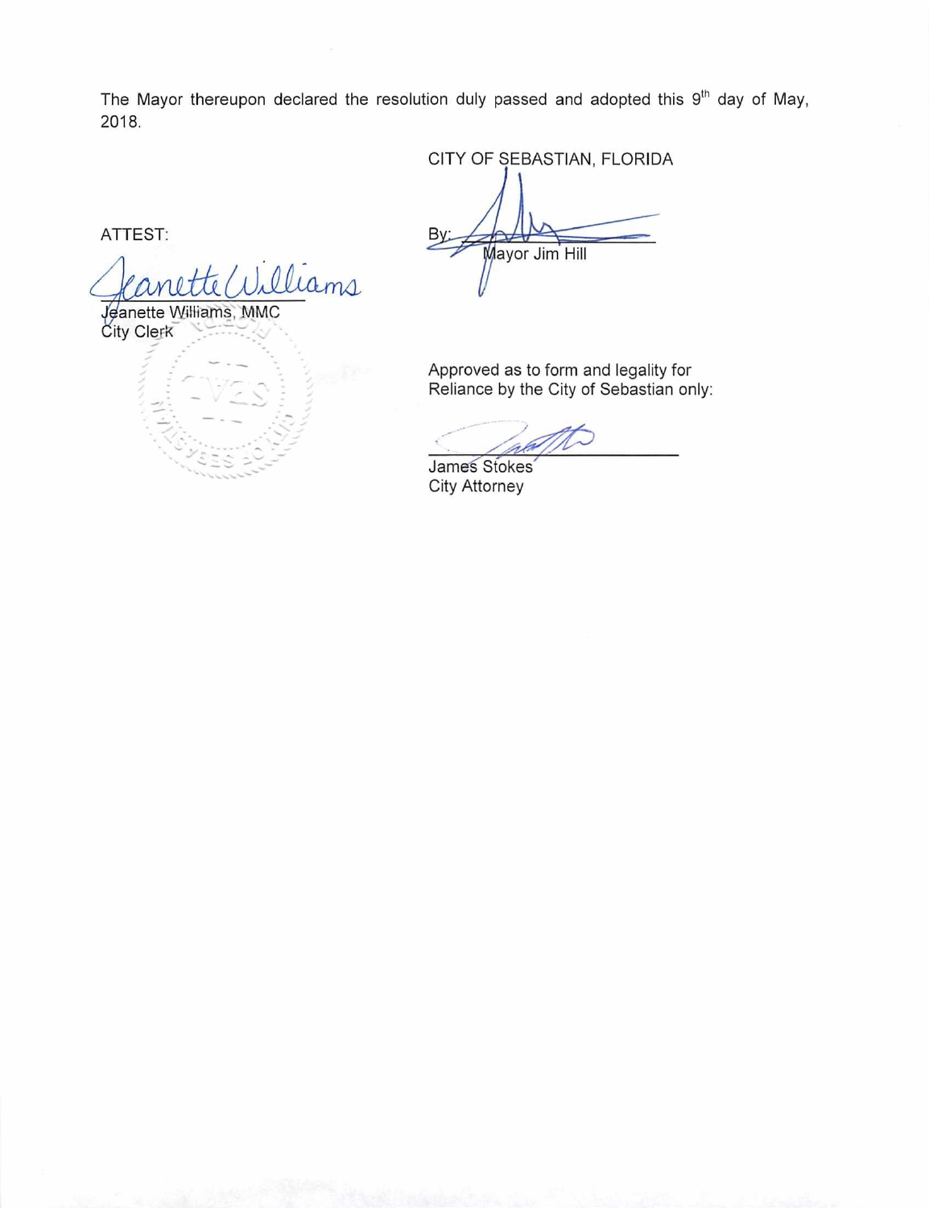The Mayor thereupon declared the resolution duly passed and adopted this 9th day of May, 2018.

CITY OF SEBASTIAN, FLORIDA

By: ______________________
Mayor Jim Hill

ATTEST:

______________________
Jeanette Williams, MMC
City Clerk

Approved as to form and legality for Reliance by the City of Sebastian only:

______________________
James Stokes
City Attorney